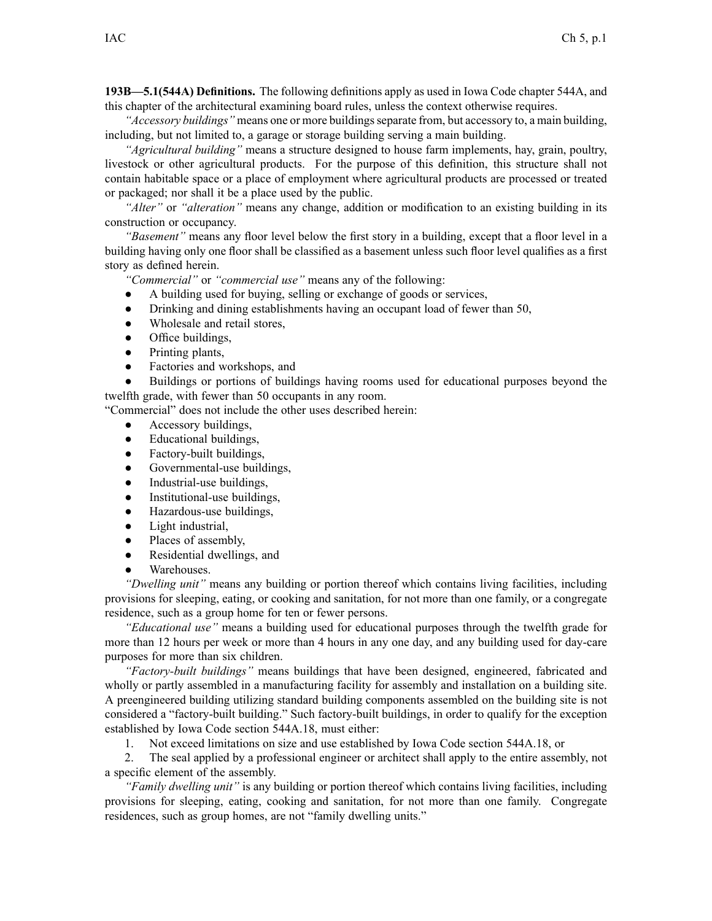**193B—5.1(544A) Definitions.** The following definitions apply as used in Iowa Code chapter 544A, and this chapter of the architectural examining board rules, unless the context otherwise requires.

*"Accessory buildings"* means one or more buildings separate from, but accessory to, a main building, including, but not limited to, a garage or storage building serving a main building.

*"Agricultural building"* means a structure designed to house farm implements, hay, grain, poultry, livestock or other agricultural products. For the purpose of this definition, this structure shall not contain habitable space or a place of employment where agricultural products are processed or treated or packaged; nor shall it be a place used by the public.

*"Alter"* or *"alteration"* means any change, addition or modification to an existing building in its construction or occupancy.

*"Basement"* means any floor level below the first story in a building, except that a floor level in a building having only one floor shall be classified as a basement unless such floor level qualifies as a first story as defined herein.

*"Commercial"* or *"commercial use"* means any of the following:

- A building used for buying, selling or exchange of goods or services,
- Drinking and dining establishments having an occupant load of fewer than 50,
- Wholesale and retail stores,
- Office buildings,
- Printing plants,
- Factories and workshops, and
- Buildings or portions of buildings having rooms used for educational purposes beyond the twelfth grade, with fewer than 50 occupants in any room.

"Commercial" does not include the other uses described herein:

- Accessory buildings,
- Educational buildings,
- Factory-built buildings,
- Governmental-use buildings,
- Industrial-use buildings,
- Institutional-use buildings,
- Hazardous-use buildings,
- Light industrial,
- Places of assembly,
- Residential dwellings, and
- Warehouses.

*"Dwelling unit"* means any building or portion thereof which contains living facilities, including provisions for sleeping, eating, or cooking and sanitation, for not more than one family, or a congregate residence, such as a group home for ten or fewer persons.

*"Educational use"* means a building used for educational purposes through the twelfth grade for more than 12 hours per week or more than 4 hours in any one day, and any building used for day-care purposes for more than six children.

*"Factory-built buildings"* means buildings that have been designed, engineered, fabricated and wholly or partly assembled in a manufacturing facility for assembly and installation on a building site. A preengineered building utilizing standard building components assembled on the building site is not considered a "factory-built building." Such factory-built buildings, in order to qualify for the exception established by Iowa Code section 544A.18, must either:

1. Not exceed limitations on size and use established by Iowa Code section 544A.18, or
2. The seal applied by a professional engineer or architect shall apply to the entire assembly, not a specific element of the assembly.

*"Family dwelling unit"* is any building or portion thereof which contains living facilities, including provisions for sleeping, eating, cooking and sanitation, for not more than one family. Congregate residences, such as group homes, are not "family dwelling units."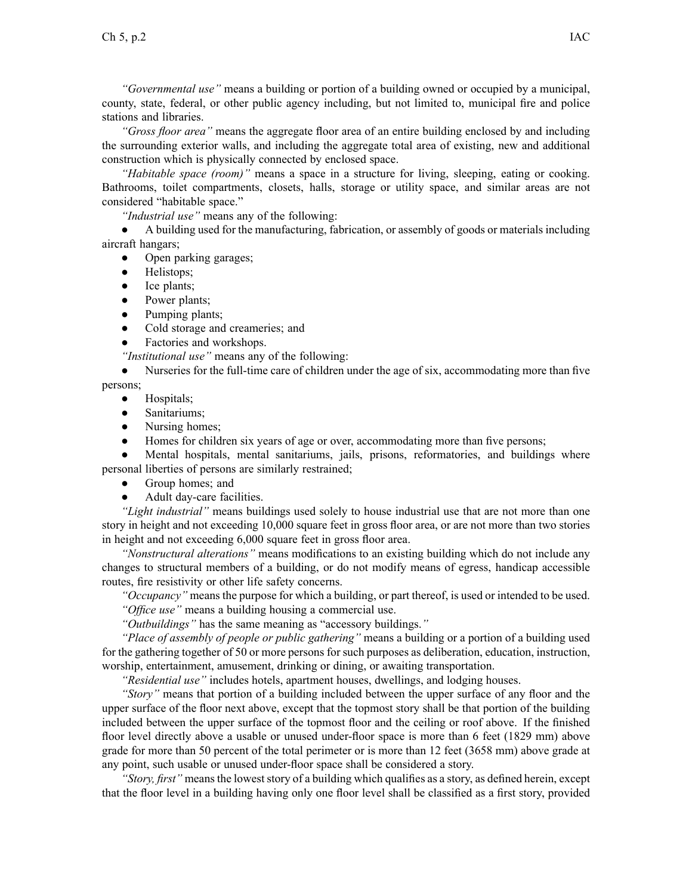*"Governmental use"* means a building or portion of a building owned or occupied by a municipal, county, state, federal, or other public agency including, but not limited to, municipal fire and police stations and libraries.

*"Gross floor area"* means the aggregate floor area of an entire building enclosed by and including the surrounding exterior walls, and including the aggregate total area of existing, new and additional construction which is physically connected by enclosed space.

*"Habitable space (room)"* means a space in a structure for living, sleeping, eating or cooking. Bathrooms, toilet compartments, closets, halls, storage or utility space, and similar areas are not considered "habitable space."

*"Industrial use"* means any of the following:

- A building used for the manufacturing, fabrication, or assembly of goods or materials including aircraft hangars;
- Open parking garages;
- Helistops;
- Ice plants;
- Power plants;
- Pumping plants;
- Cold storage and creameries; and
- Factories and workshops.

*"Institutional use"* means any of the following:

- Nurseries for the full-time care of children under the age of six, accommodating more than five persons;
- Hospitals;
- Sanitariums;
- Nursing homes;
- Homes for children six years of age or over, accommodating more than five persons;
- Mental hospitals, mental sanitariums, jails, prisons, reformatories, and buildings where personal liberties of persons are similarly restrained;
- Group homes; and
- Adult day-care facilities.

*"Light industrial"* means buildings used solely to house industrial use that are not more than one story in height and not exceeding 10,000 square feet in gross floor area, or are not more than two stories in height and not exceeding 6,000 square feet in gross floor area.

*"Nonstructural alterations"* means modifications to an existing building which do not include any changes to structural members of a building, or do not modify means of egress, handicap accessible routes, fire resistivity or other life safety concerns.

*"Occupancy"* means the purpose for which a building, or part thereof, is used or intended to be used.

*"Office use"* means a building housing a commercial use.

*"Outbuildings"* has the same meaning as "accessory buildings."

*"Place of assembly of people or public gathering"* means a building or a portion of a building used for the gathering together of 50 or more persons for such purposes as deliberation, education, instruction, worship, entertainment, amusement, drinking or dining, or awaiting transportation.

*"Residential use"* includes hotels, apartment houses, dwellings, and lodging houses.

*"Story"* means that portion of a building included between the upper surface of any floor and the upper surface of the floor next above, except that the topmost story shall be that portion of the building included between the upper surface of the topmost floor and the ceiling or roof above. If the finished floor level directly above a usable or unused under-floor space is more than 6 feet (1829 mm) above grade for more than 50 percent of the total perimeter or is more than 12 feet (3658 mm) above grade at any point, such usable or unused under-floor space shall be considered a story.

*"Story, first"* means the lowest story of a building which qualifies as a story, as defined herein, except that the floor level in a building having only one floor level shall be classified as a first story, provided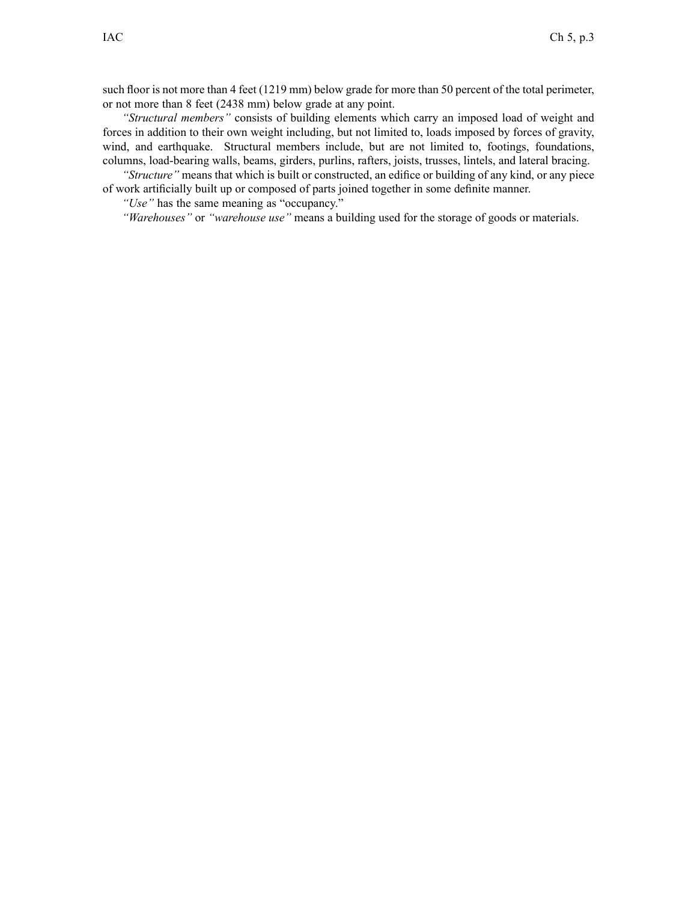such floor is not more than 4 feet (1219 mm) below grade for more than 50 percent of the total perimeter, or not more than 8 feet (2438 mm) below grade at any point.

*"Structural members"* consists of building elements which carry an imposed load of weight and forces in addition to their own weight including, but not limited to, loads imposed by forces of gravity, wind, and earthquake. Structural members include, but are not limited to, footings, foundations, columns, load-bearing walls, beams, girders, purlins, rafters, joists, trusses, lintels, and lateral bracing.

*"Structure"* means that which is built or constructed, an edifice or building of any kind, or any piece of work artificially built up or composed of parts joined together in some definite manner.

*"Use"* has the same meaning as "occupancy."

*"Warehouses"* or *"warehouse use"* means a building used for the storage of goods or materials.